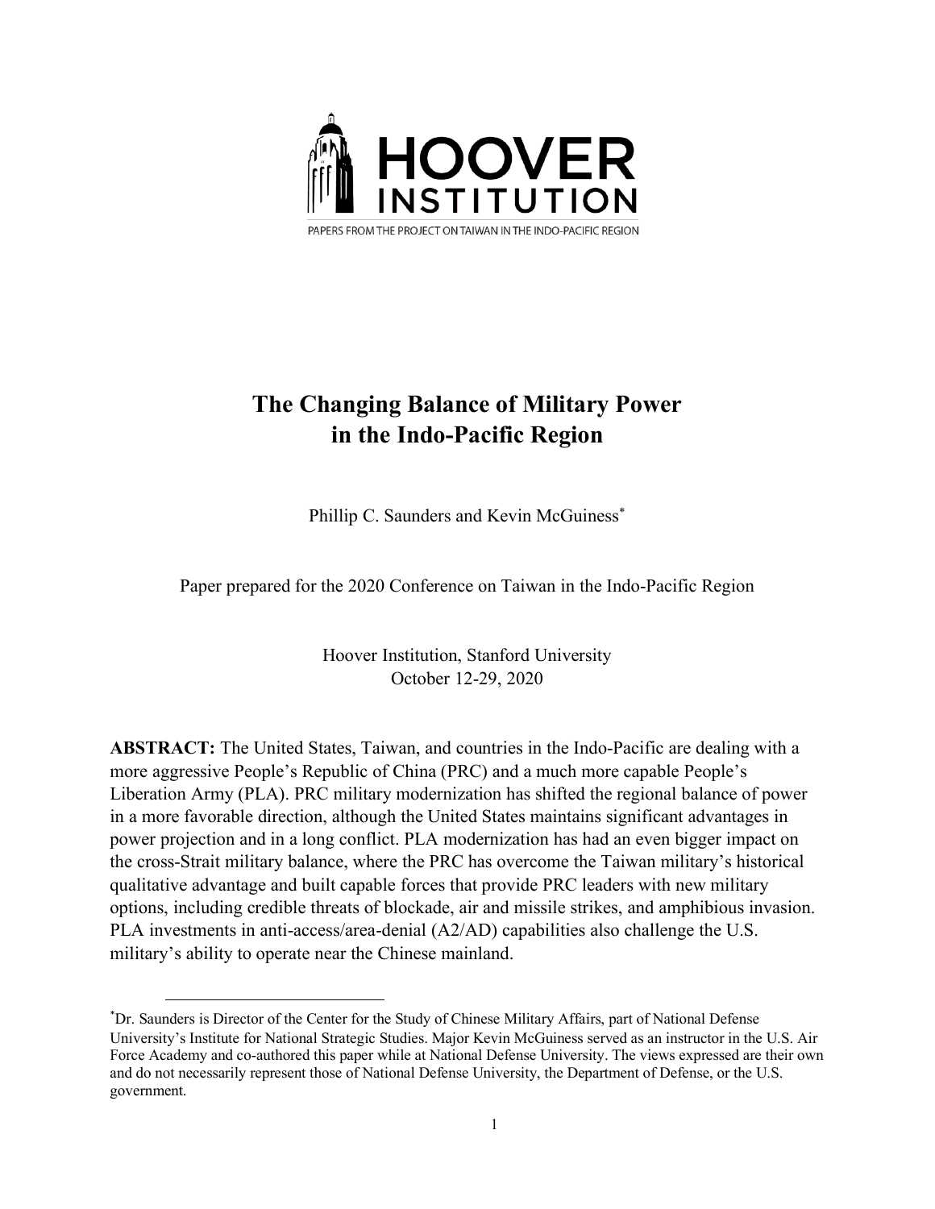HOOVER INSTITUTION

PAPERS FROM THE PROJECT ON TAIWAN IN THE INDO-PACIFIC REGION

# The Changing Balance of Military Power in the Indo-Pacific Region

Phillip C. Saunders and Kevin McGuiness[*]

Paper prepared for the 2020 Conference on Taiwan in the Indo-Pacific Region

Hoover Institution, Stanford University
October 12-29, 2020

**ABSTRACT:** The United States, Taiwan, and countries in the Indo-Pacific are dealing with a more aggressive People's Republic of China (PRC) and a much more capable People's Liberation Army (PLA). PRC military modernization has shifted the regional balance of power in a more favorable direction, although the United States maintains significant advantages in power projection and in a long conflict. PLA modernization has had an even bigger impact on the cross-Strait military balance, where the PRC has overcome the Taiwan military's historical qualitative advantage and built capable forces that provide PRC leaders with new military options, including credible threats of blockade, air and missile strikes, and amphibious invasion. PLA investments in anti-access/area-denial (A2/AD) capabilities also challenge the U.S. military's ability to operate near the Chinese mainland.

[*] Dr. Saunders is Director of the Center for the Study of Chinese Military Affairs, part of National Defense University's Institute for National Strategic Studies. Major Kevin McGuiness served as an instructor in the U.S. Air Force Academy and co-authored this paper while at National Defense University. The views expressed are their own and do not necessarily represent those of National Defense University, the Department of Defense, or the U.S. government.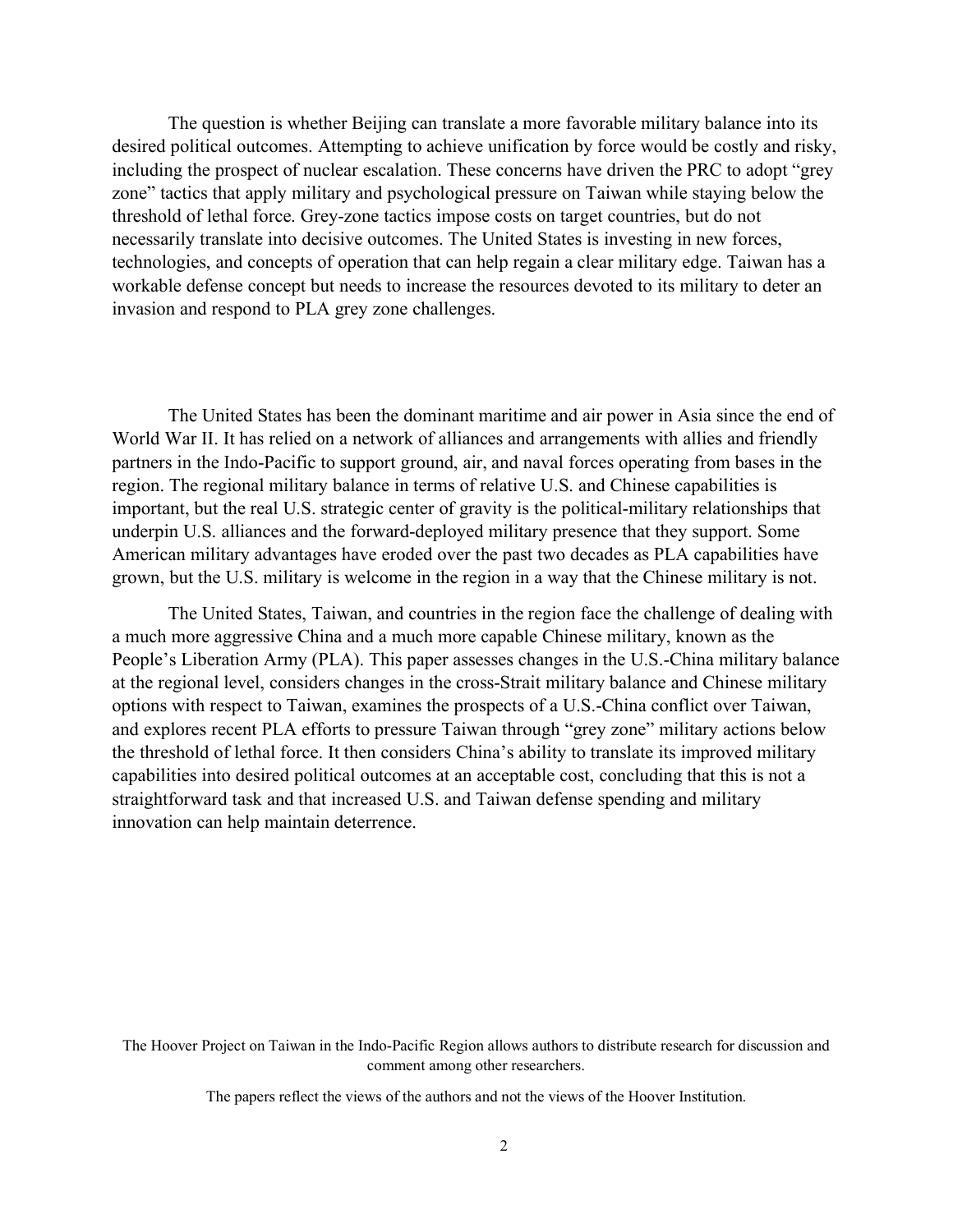The question is whether Beijing can translate a more favorable military balance into its desired political outcomes. Attempting to achieve unification by force would be costly and risky, including the prospect of nuclear escalation. These concerns have driven the PRC to adopt "grey zone" tactics that apply military and psychological pressure on Taiwan while staying below the threshold of lethal force. Grey-zone tactics impose costs on target countries, but do not necessarily translate into decisive outcomes. The United States is investing in new forces, technologies, and concepts of operation that can help regain a clear military edge. Taiwan has a workable defense concept but needs to increase the resources devoted to its military to deter an invasion and respond to PLA grey zone challenges.

The United States has been the dominant maritime and air power in Asia since the end of World War II. It has relied on a network of alliances and arrangements with allies and friendly partners in the Indo-Pacific to support ground, air, and naval forces operating from bases in the region. The regional military balance in terms of relative U.S. and Chinese capabilities is important, but the real U.S. strategic center of gravity is the political-military relationships that underpin U.S. alliances and the forward-deployed military presence that they support. Some American military advantages have eroded over the past two decades as PLA capabilities have grown, but the U.S. military is welcome in the region in a way that the Chinese military is not.

The United States, Taiwan, and countries in the region face the challenge of dealing with a much more aggressive China and a much more capable Chinese military, known as the People's Liberation Army (PLA). This paper assesses changes in the U.S.-China military balance at the regional level, considers changes in the cross-Strait military balance and Chinese military options with respect to Taiwan, examines the prospects of a U.S.-China conflict over Taiwan, and explores recent PLA efforts to pressure Taiwan through "grey zone" military actions below the threshold of lethal force. It then considers China's ability to translate its improved military capabilities into desired political outcomes at an acceptable cost, concluding that this is not a straightforward task and that increased U.S. and Taiwan defense spending and military innovation can help maintain deterrence.

The Hoover Project on Taiwan in the Indo-Pacific Region allows authors to distribute research for discussion and comment among other researchers.

The papers reflect the views of the authors and not the views of the Hoover Institution.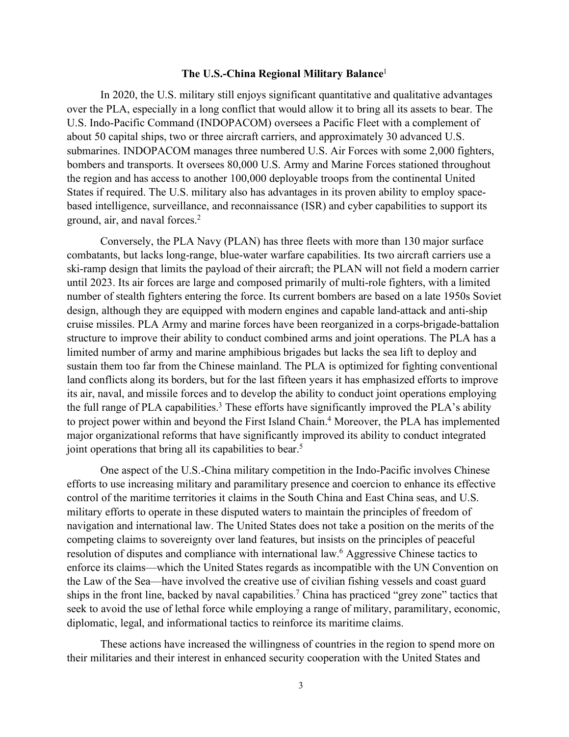## The U.S.-China Regional Military Balance[1]

In 2020, the U.S. military still enjoys significant quantitative and qualitative advantages over the PLA, especially in a long conflict that would allow it to bring all its assets to bear. The U.S. Indo-Pacific Command (INDOPACOM) oversees a Pacific Fleet with a complement of about 50 capital ships, two or three aircraft carriers, and approximately 30 advanced U.S. submarines. INDOPACOM manages three numbered U.S. Air Forces with some 2,000 fighters, bombers and transports. It oversees 80,000 U.S. Army and Marine Forces stationed throughout the region and has access to another 100,000 deployable troops from the continental United States if required. The U.S. military also has advantages in its proven ability to employ space-based intelligence, surveillance, and reconnaissance (ISR) and cyber capabilities to support its ground, air, and naval forces.[2]

Conversely, the PLA Navy (PLAN) has three fleets with more than 130 major surface combatants, but lacks long-range, blue-water warfare capabilities. Its two aircraft carriers use a ski-ramp design that limits the payload of their aircraft; the PLAN will not field a modern carrier until 2023. Its air forces are large and composed primarily of multi-role fighters, with a limited number of stealth fighters entering the force. Its current bombers are based on a late 1950s Soviet design, although they are equipped with modern engines and capable land-attack and anti-ship cruise missiles. PLA Army and marine forces have been reorganized in a corps-brigade-battalion structure to improve their ability to conduct combined arms and joint operations. The PLA has a limited number of army and marine amphibious brigades but lacks the sea lift to deploy and sustain them too far from the Chinese mainland. The PLA is optimized for fighting conventional land conflicts along its borders, but for the last fifteen years it has emphasized efforts to improve its air, naval, and missile forces and to develop the ability to conduct joint operations employing the full range of PLA capabilities.[3] These efforts have significantly improved the PLA's ability to project power within and beyond the First Island Chain.[4] Moreover, the PLA has implemented major organizational reforms that have significantly improved its ability to conduct integrated joint operations that bring all its capabilities to bear.[5]

One aspect of the U.S.-China military competition in the Indo-Pacific involves Chinese efforts to use increasing military and paramilitary presence and coercion to enhance its effective control of the maritime territories it claims in the South China and East China seas, and U.S. military efforts to operate in these disputed waters to maintain the principles of freedom of navigation and international law. The United States does not take a position on the merits of the competing claims to sovereignty over land features, but insists on the principles of peaceful resolution of disputes and compliance with international law.[6] Aggressive Chinese tactics to enforce its claims—which the United States regards as incompatible with the UN Convention on the Law of the Sea—have involved the creative use of civilian fishing vessels and coast guard ships in the front line, backed by naval capabilities.[7] China has practiced "grey zone" tactics that seek to avoid the use of lethal force while employing a range of military, paramilitary, economic, diplomatic, legal, and informational tactics to reinforce its maritime claims.

These actions have increased the willingness of countries in the region to spend more on their militaries and their interest in enhanced security cooperation with the United States and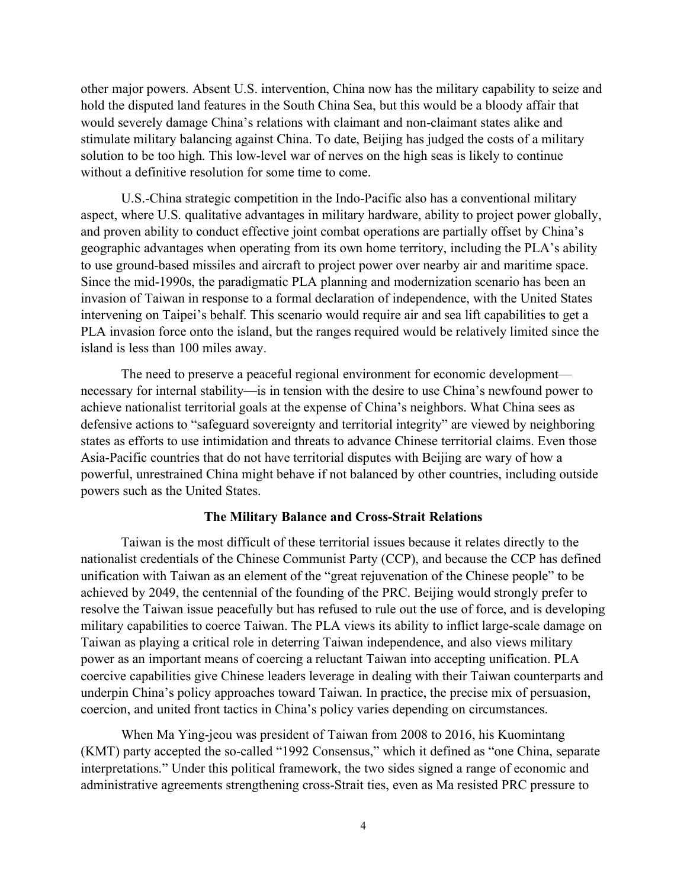other major powers. Absent U.S. intervention, China now has the military capability to seize and hold the disputed land features in the South China Sea, but this would be a bloody affair that would severely damage China's relations with claimant and non-claimant states alike and stimulate military balancing against China. To date, Beijing has judged the costs of a military solution to be too high. This low-level war of nerves on the high seas is likely to continue without a definitive resolution for some time to come.

U.S.-China strategic competition in the Indo-Pacific also has a conventional military aspect, where U.S. qualitative advantages in military hardware, ability to project power globally, and proven ability to conduct effective joint combat operations are partially offset by China's geographic advantages when operating from its own home territory, including the PLA's ability to use ground-based missiles and aircraft to project power over nearby air and maritime space. Since the mid-1990s, the paradigmatic PLA planning and modernization scenario has been an invasion of Taiwan in response to a formal declaration of independence, with the United States intervening on Taipei's behalf. This scenario would require air and sea lift capabilities to get a PLA invasion force onto the island, but the ranges required would be relatively limited since the island is less than 100 miles away.

The need to preserve a peaceful regional environment for economic development—necessary for internal stability—is in tension with the desire to use China's newfound power to achieve nationalist territorial goals at the expense of China's neighbors. What China sees as defensive actions to "safeguard sovereignty and territorial integrity" are viewed by neighboring states as efforts to use intimidation and threats to advance Chinese territorial claims. Even those Asia-Pacific countries that do not have territorial disputes with Beijing are wary of how a powerful, unrestrained China might behave if not balanced by other countries, including outside powers such as the United States.

## The Military Balance and Cross-Strait Relations

Taiwan is the most difficult of these territorial issues because it relates directly to the nationalist credentials of the Chinese Communist Party (CCP), and because the CCP has defined unification with Taiwan as an element of the "great rejuvenation of the Chinese people" to be achieved by 2049, the centennial of the founding of the PRC. Beijing would strongly prefer to resolve the Taiwan issue peacefully but has refused to rule out the use of force, and is developing military capabilities to coerce Taiwan. The PLA views its ability to inflict large-scale damage on Taiwan as playing a critical role in deterring Taiwan independence, and also views military power as an important means of coercing a reluctant Taiwan into accepting unification. PLA coercive capabilities give Chinese leaders leverage in dealing with their Taiwan counterparts and underpin China's policy approaches toward Taiwan. In practice, the precise mix of persuasion, coercion, and united front tactics in China's policy varies depending on circumstances.

When Ma Ying-jeou was president of Taiwan from 2008 to 2016, his Kuomintang (KMT) party accepted the so-called "1992 Consensus," which it defined as "one China, separate interpretations." Under this political framework, the two sides signed a range of economic and administrative agreements strengthening cross-Strait ties, even as Ma resisted PRC pressure to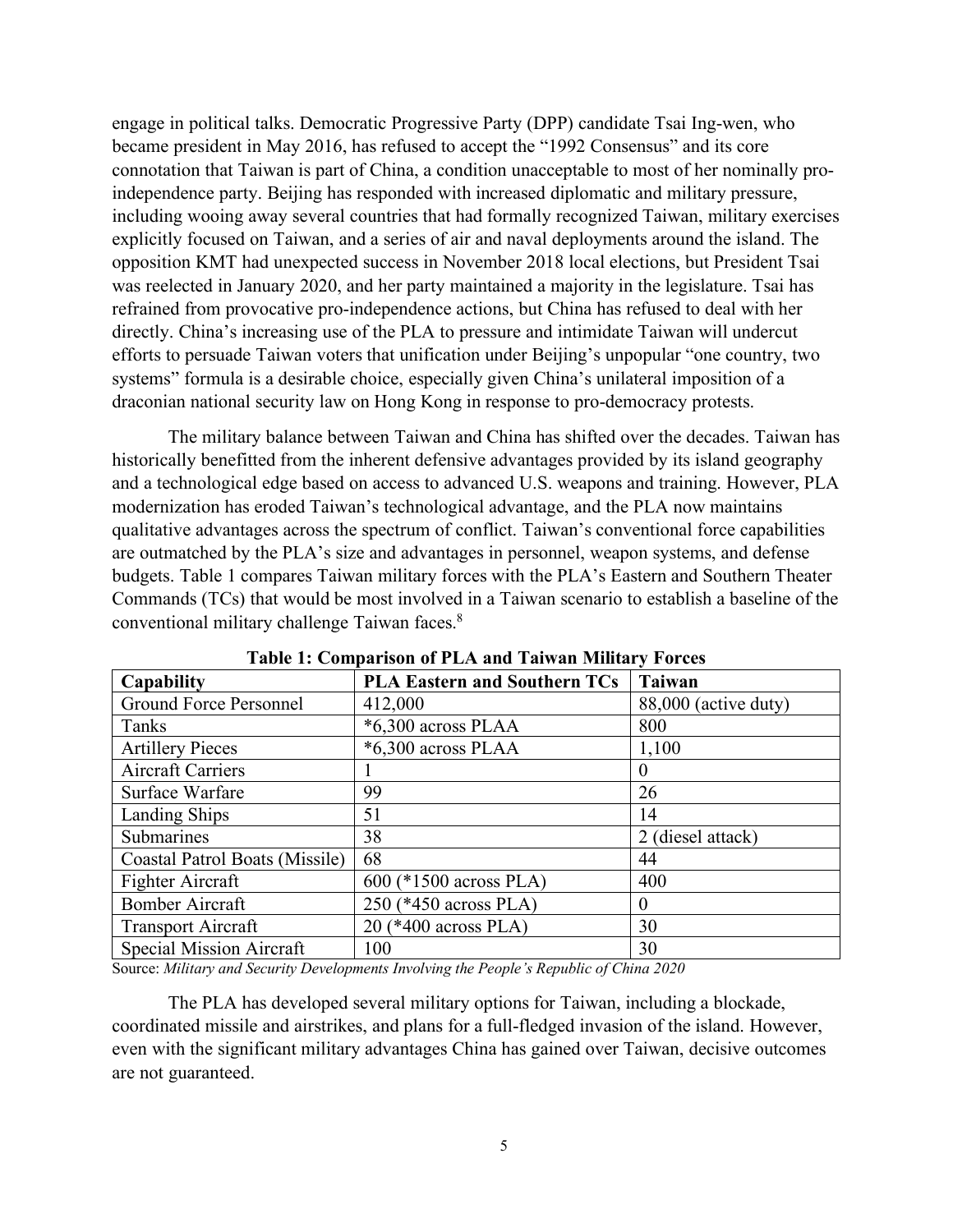engage in political talks. Democratic Progressive Party (DPP) candidate Tsai Ing-wen, who became president in May 2016, has refused to accept the "1992 Consensus" and its core connotation that Taiwan is part of China, a condition unacceptable to most of her nominally pro-independence party. Beijing has responded with increased diplomatic and military pressure, including wooing away several countries that had formally recognized Taiwan, military exercises explicitly focused on Taiwan, and a series of air and naval deployments around the island. The opposition KMT had unexpected success in November 2018 local elections, but President Tsai was reelected in January 2020, and her party maintained a majority in the legislature. Tsai has refrained from provocative pro-independence actions, but China has refused to deal with her directly. China's increasing use of the PLA to pressure and intimidate Taiwan will undercut efforts to persuade Taiwan voters that unification under Beijing's unpopular "one country, two systems" formula is a desirable choice, especially given China's unilateral imposition of a draconian national security law on Hong Kong in response to pro-democracy protests.

The military balance between Taiwan and China has shifted over the decades. Taiwan has historically benefitted from the inherent defensive advantages provided by its island geography and a technological edge based on access to advanced U.S. weapons and training. However, PLA modernization has eroded Taiwan's technological advantage, and the PLA now maintains qualitative advantages across the spectrum of conflict. Taiwan's conventional force capabilities are outmatched by the PLA's size and advantages in personnel, weapon systems, and defense budgets. Table 1 compares Taiwan military forces with the PLA's Eastern and Southern Theater Commands (TCs) that would be most involved in a Taiwan scenario to establish a baseline of the conventional military challenge Taiwan faces.[8]

**Table 1: Comparison of PLA and Taiwan Military Forces**

| Capability | PLA Eastern and Southern TCs | Taiwan |
|---|---|---|
| Ground Force Personnel | 412,000 | 88,000 (active duty) |
| Tanks | *6,300 across PLAA | 800 |
| Artillery Pieces | *6,300 across PLAA | 1,100 |
| Aircraft Carriers | 1 | 0 |
| Surface Warfare | 99 | 26 |
| Landing Ships | 51 | 14 |
| Submarines | 38 | 2 (diesel attack) |
| Coastal Patrol Boats (Missile) | 68 | 44 |
| Fighter Aircraft | 600 (*1500 across PLA) | 400 |
| Bomber Aircraft | 250 (*450 across PLA) | 0 |
| Transport Aircraft | 20 (*400 across PLA) | 30 |
| Special Mission Aircraft | 100 | 30 |

Source: *Military and Security Developments Involving the People's Republic of China 2020*

The PLA has developed several military options for Taiwan, including a blockade, coordinated missile and airstrikes, and plans for a full-fledged invasion of the island. However, even with the significant military advantages China has gained over Taiwan, decisive outcomes are not guaranteed.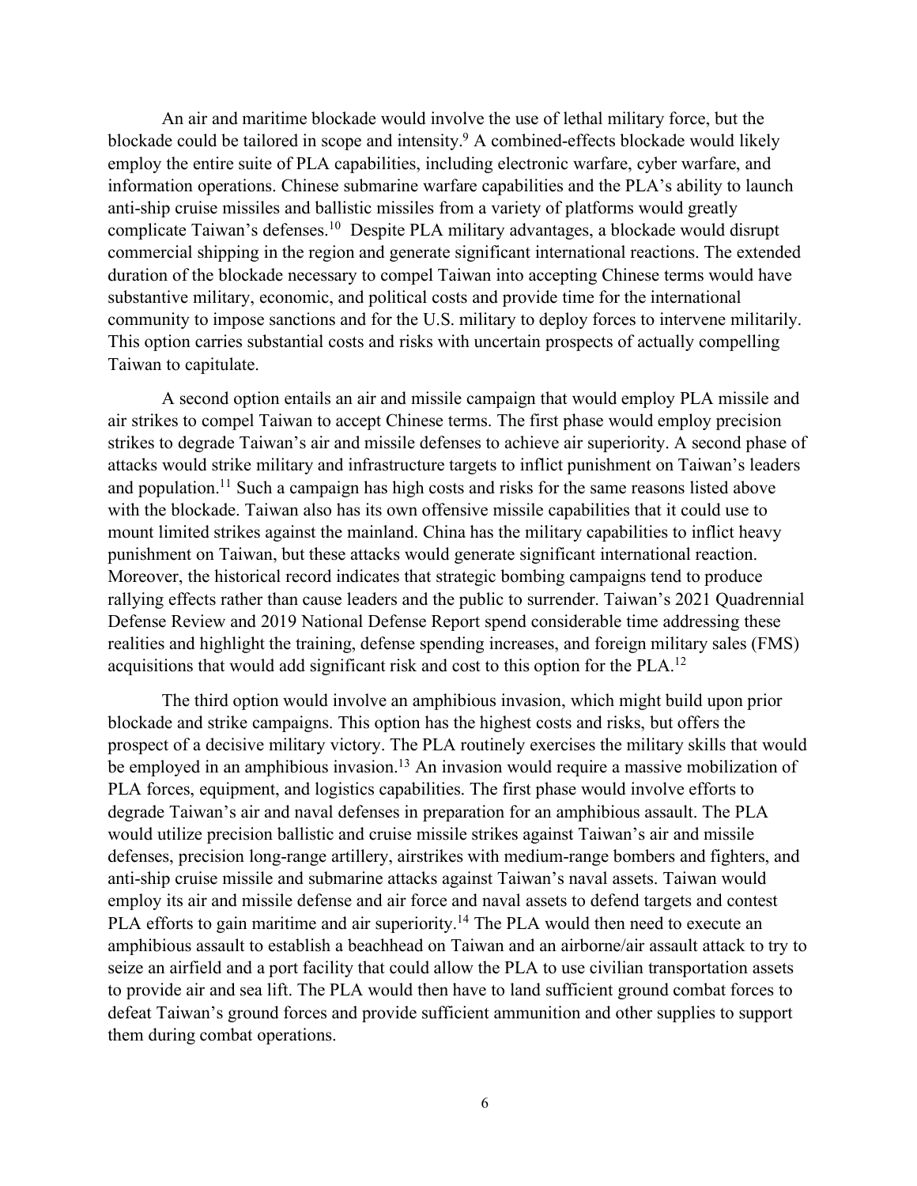An air and maritime blockade would involve the use of lethal military force, but the blockade could be tailored in scope and intensity.[9] A combined-effects blockade would likely employ the entire suite of PLA capabilities, including electronic warfare, cyber warfare, and information operations. Chinese submarine warfare capabilities and the PLA's ability to launch anti-ship cruise missiles and ballistic missiles from a variety of platforms would greatly complicate Taiwan's defenses.[10] Despite PLA military advantages, a blockade would disrupt commercial shipping in the region and generate significant international reactions. The extended duration of the blockade necessary to compel Taiwan into accepting Chinese terms would have substantive military, economic, and political costs and provide time for the international community to impose sanctions and for the U.S. military to deploy forces to intervene militarily. This option carries substantial costs and risks with uncertain prospects of actually compelling Taiwan to capitulate.

A second option entails an air and missile campaign that would employ PLA missile and air strikes to compel Taiwan to accept Chinese terms. The first phase would employ precision strikes to degrade Taiwan's air and missile defenses to achieve air superiority. A second phase of attacks would strike military and infrastructure targets to inflict punishment on Taiwan's leaders and population.[11] Such a campaign has high costs and risks for the same reasons listed above with the blockade. Taiwan also has its own offensive missile capabilities that it could use to mount limited strikes against the mainland. China has the military capabilities to inflict heavy punishment on Taiwan, but these attacks would generate significant international reaction. Moreover, the historical record indicates that strategic bombing campaigns tend to produce rallying effects rather than cause leaders and the public to surrender. Taiwan's 2021 Quadrennial Defense Review and 2019 National Defense Report spend considerable time addressing these realities and highlight the training, defense spending increases, and foreign military sales (FMS) acquisitions that would add significant risk and cost to this option for the PLA.[12]

The third option would involve an amphibious invasion, which might build upon prior blockade and strike campaigns. This option has the highest costs and risks, but offers the prospect of a decisive military victory. The PLA routinely exercises the military skills that would be employed in an amphibious invasion.[13] An invasion would require a massive mobilization of PLA forces, equipment, and logistics capabilities. The first phase would involve efforts to degrade Taiwan's air and naval defenses in preparation for an amphibious assault. The PLA would utilize precision ballistic and cruise missile strikes against Taiwan's air and missile defenses, precision long-range artillery, airstrikes with medium-range bombers and fighters, and anti-ship cruise missile and submarine attacks against Taiwan's naval assets. Taiwan would employ its air and missile defense and air force and naval assets to defend targets and contest PLA efforts to gain maritime and air superiority.[14] The PLA would then need to execute an amphibious assault to establish a beachhead on Taiwan and an airborne/air assault attack to try to seize an airfield and a port facility that could allow the PLA to use civilian transportation assets to provide air and sea lift. The PLA would then have to land sufficient ground combat forces to defeat Taiwan's ground forces and provide sufficient ammunition and other supplies to support them during combat operations.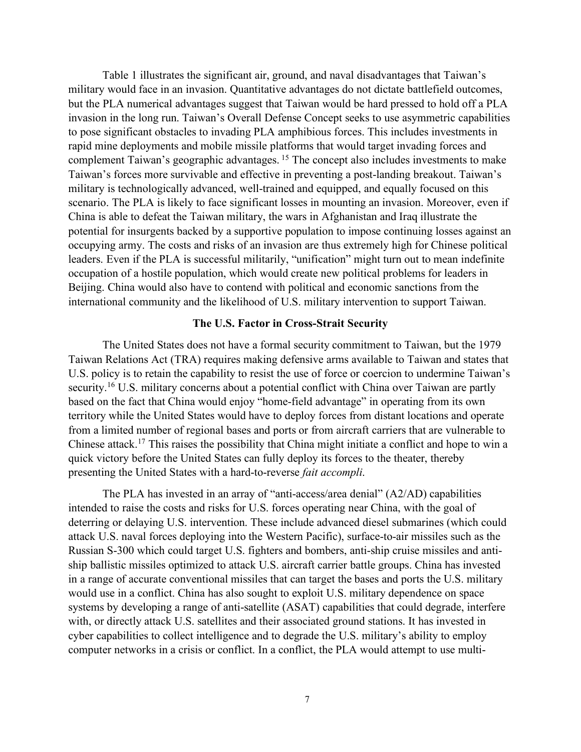Table 1 illustrates the significant air, ground, and naval disadvantages that Taiwan's military would face in an invasion. Quantitative advantages do not dictate battlefield outcomes, but the PLA numerical advantages suggest that Taiwan would be hard pressed to hold off a PLA invasion in the long run. Taiwan's Overall Defense Concept seeks to use asymmetric capabilities to pose significant obstacles to invading PLA amphibious forces. This includes investments in rapid mine deployments and mobile missile platforms that would target invading forces and complement Taiwan's geographic advantages. [15] The concept also includes investments to make Taiwan's forces more survivable and effective in preventing a post-landing breakout. Taiwan's military is technologically advanced, well-trained and equipped, and equally focused on this scenario. The PLA is likely to face significant losses in mounting an invasion. Moreover, even if China is able to defeat the Taiwan military, the wars in Afghanistan and Iraq illustrate the potential for insurgents backed by a supportive population to impose continuing losses against an occupying army. The costs and risks of an invasion are thus extremely high for Chinese political leaders. Even if the PLA is successful militarily, "unification" might turn out to mean indefinite occupation of a hostile population, which would create new political problems for leaders in Beijing. China would also have to contend with political and economic sanctions from the international community and the likelihood of U.S. military intervention to support Taiwan.

## The U.S. Factor in Cross-Strait Security

The United States does not have a formal security commitment to Taiwan, but the 1979 Taiwan Relations Act (TRA) requires making defensive arms available to Taiwan and states that U.S. policy is to retain the capability to resist the use of force or coercion to undermine Taiwan's security.[16] U.S. military concerns about a potential conflict with China over Taiwan are partly based on the fact that China would enjoy "home-field advantage" in operating from its own territory while the United States would have to deploy forces from distant locations and operate from a limited number of regional bases and ports or from aircraft carriers that are vulnerable to Chinese attack.[17] This raises the possibility that China might initiate a conflict and hope to win a quick victory before the United States can fully deploy its forces to the theater, thereby presenting the United States with a hard-to-reverse *fait accompli*.

The PLA has invested in an array of "anti-access/area denial" (A2/AD) capabilities intended to raise the costs and risks for U.S. forces operating near China, with the goal of deterring or delaying U.S. intervention. These include advanced diesel submarines (which could attack U.S. naval forces deploying into the Western Pacific), surface-to-air missiles such as the Russian S-300 which could target U.S. fighters and bombers, anti-ship cruise missiles and anti-ship ballistic missiles optimized to attack U.S. aircraft carrier battle groups. China has invested in a range of accurate conventional missiles that can target the bases and ports the U.S. military would use in a conflict. China has also sought to exploit U.S. military dependence on space systems by developing a range of anti-satellite (ASAT) capabilities that could degrade, interfere with, or directly attack U.S. satellites and their associated ground stations. It has invested in cyber capabilities to collect intelligence and to degrade the U.S. military's ability to employ computer networks in a crisis or conflict. In a conflict, the PLA would attempt to use multi-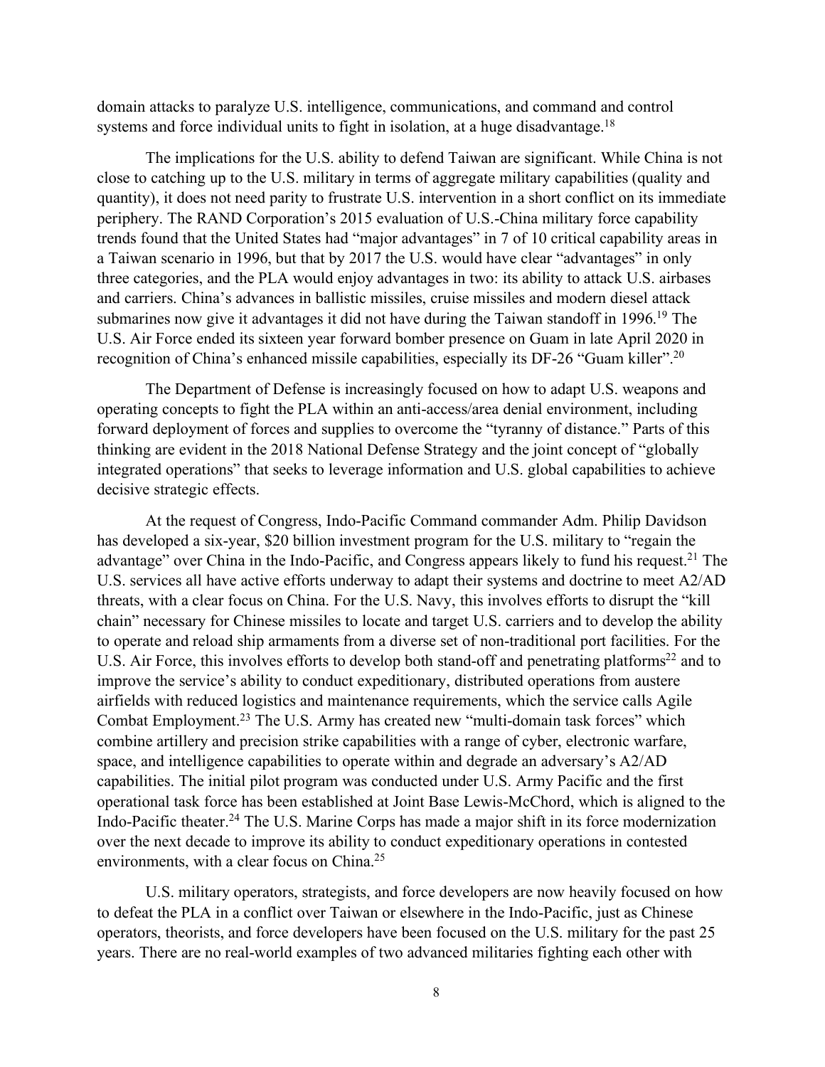domain attacks to paralyze U.S. intelligence, communications, and command and control systems and force individual units to fight in isolation, at a huge disadvantage.[18]

The implications for the U.S. ability to defend Taiwan are significant. While China is not close to catching up to the U.S. military in terms of aggregate military capabilities (quality and quantity), it does not need parity to frustrate U.S. intervention in a short conflict on its immediate periphery. The RAND Corporation's 2015 evaluation of U.S.-China military force capability trends found that the United States had "major advantages" in 7 of 10 critical capability areas in a Taiwan scenario in 1996, but that by 2017 the U.S. would have clear "advantages" in only three categories, and the PLA would enjoy advantages in two: its ability to attack U.S. airbases and carriers. China's advances in ballistic missiles, cruise missiles and modern diesel attack submarines now give it advantages it did not have during the Taiwan standoff in 1996.[19] The U.S. Air Force ended its sixteen year forward bomber presence on Guam in late April 2020 in recognition of China's enhanced missile capabilities, especially its DF-26 "Guam killer".[20]

The Department of Defense is increasingly focused on how to adapt U.S. weapons and operating concepts to fight the PLA within an anti-access/area denial environment, including forward deployment of forces and supplies to overcome the "tyranny of distance." Parts of this thinking are evident in the 2018 National Defense Strategy and the joint concept of "globally integrated operations" that seeks to leverage information and U.S. global capabilities to achieve decisive strategic effects.

At the request of Congress, Indo-Pacific Command commander Adm. Philip Davidson has developed a six-year, $20 billion investment program for the U.S. military to "regain the advantage" over China in the Indo-Pacific, and Congress appears likely to fund his request.[21] The U.S. services all have active efforts underway to adapt their systems and doctrine to meet A2/AD threats, with a clear focus on China. For the U.S. Navy, this involves efforts to disrupt the "kill chain" necessary for Chinese missiles to locate and target U.S. carriers and to develop the ability to operate and reload ship armaments from a diverse set of non-traditional port facilities. For the U.S. Air Force, this involves efforts to develop both stand-off and penetrating platforms[22] and to improve the service's ability to conduct expeditionary, distributed operations from austere airfields with reduced logistics and maintenance requirements, which the service calls Agile Combat Employment.[23] The U.S. Army has created new "multi-domain task forces" which combine artillery and precision strike capabilities with a range of cyber, electronic warfare, space, and intelligence capabilities to operate within and degrade an adversary's A2/AD capabilities. The initial pilot program was conducted under U.S. Army Pacific and the first operational task force has been established at Joint Base Lewis-McChord, which is aligned to the Indo-Pacific theater.[24] The U.S. Marine Corps has made a major shift in its force modernization over the next decade to improve its ability to conduct expeditionary operations in contested environments, with a clear focus on China.[25]

U.S. military operators, strategists, and force developers are now heavily focused on how to defeat the PLA in a conflict over Taiwan or elsewhere in the Indo-Pacific, just as Chinese operators, theorists, and force developers have been focused on the U.S. military for the past 25 years. There are no real-world examples of two advanced militaries fighting each other with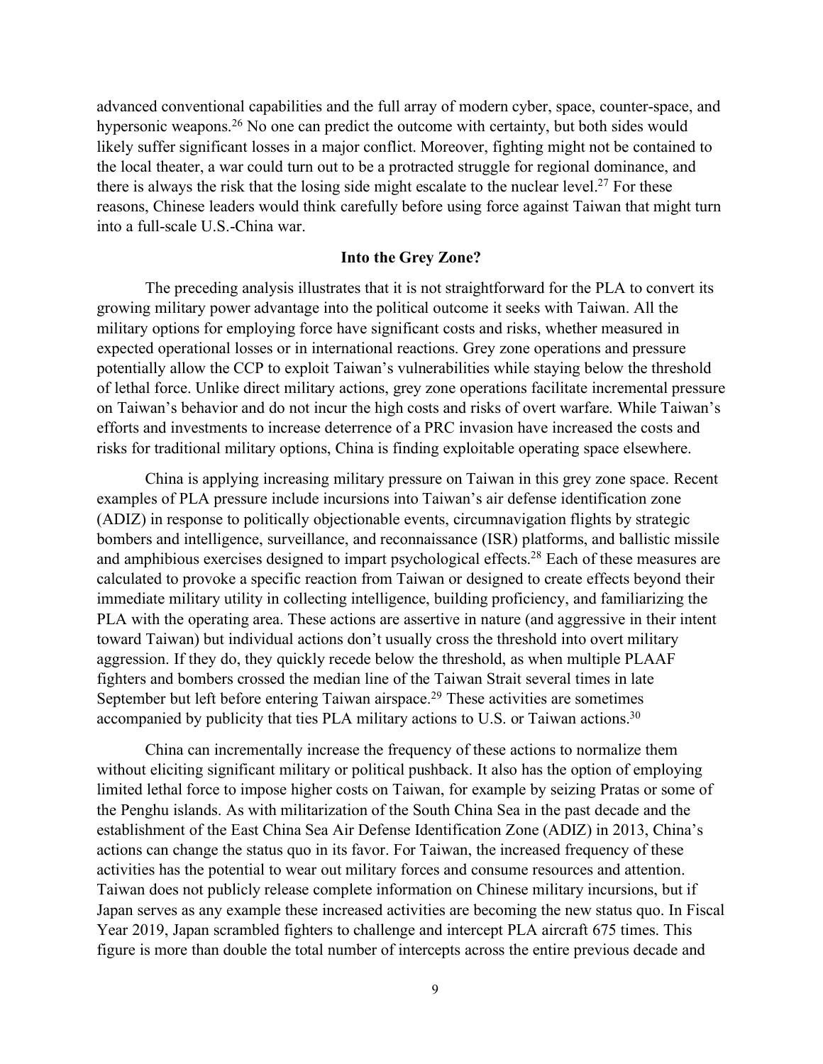advanced conventional capabilities and the full array of modern cyber, space, counter-space, and hypersonic weapons.[26] No one can predict the outcome with certainty, but both sides would likely suffer significant losses in a major conflict. Moreover, fighting might not be contained to the local theater, a war could turn out to be a protracted struggle for regional dominance, and there is always the risk that the losing side might escalate to the nuclear level.[27] For these reasons, Chinese leaders would think carefully before using force against Taiwan that might turn into a full-scale U.S.-China war.

**Into the Grey Zone?**

The preceding analysis illustrates that it is not straightforward for the PLA to convert its growing military power advantage into the political outcome it seeks with Taiwan. All the military options for employing force have significant costs and risks, whether measured in expected operational losses or in international reactions. Grey zone operations and pressure potentially allow the CCP to exploit Taiwan's vulnerabilities while staying below the threshold of lethal force. Unlike direct military actions, grey zone operations facilitate incremental pressure on Taiwan's behavior and do not incur the high costs and risks of overt warfare. While Taiwan's efforts and investments to increase deterrence of a PRC invasion have increased the costs and risks for traditional military options, China is finding exploitable operating space elsewhere.

China is applying increasing military pressure on Taiwan in this grey zone space. Recent examples of PLA pressure include incursions into Taiwan's air defense identification zone (ADIZ) in response to politically objectionable events, circumnavigation flights by strategic bombers and intelligence, surveillance, and reconnaissance (ISR) platforms, and ballistic missile and amphibious exercises designed to impart psychological effects.[28] Each of these measures are calculated to provoke a specific reaction from Taiwan or designed to create effects beyond their immediate military utility in collecting intelligence, building proficiency, and familiarizing the PLA with the operating area. These actions are assertive in nature (and aggressive in their intent toward Taiwan) but individual actions don't usually cross the threshold into overt military aggression. If they do, they quickly recede below the threshold, as when multiple PLAAF fighters and bombers crossed the median line of the Taiwan Strait several times in late September but left before entering Taiwan airspace.[29] These activities are sometimes accompanied by publicity that ties PLA military actions to U.S. or Taiwan actions.[30]

China can incrementally increase the frequency of these actions to normalize them without eliciting significant military or political pushback. It also has the option of employing limited lethal force to impose higher costs on Taiwan, for example by seizing Pratas or some of the Penghu islands. As with militarization of the South China Sea in the past decade and the establishment of the East China Sea Air Defense Identification Zone (ADIZ) in 2013, China's actions can change the status quo in its favor. For Taiwan, the increased frequency of these activities has the potential to wear out military forces and consume resources and attention. Taiwan does not publicly release complete information on Chinese military incursions, but if Japan serves as any example these increased activities are becoming the new status quo. In Fiscal Year 2019, Japan scrambled fighters to challenge and intercept PLA aircraft 675 times. This figure is more than double the total number of intercepts across the entire previous decade and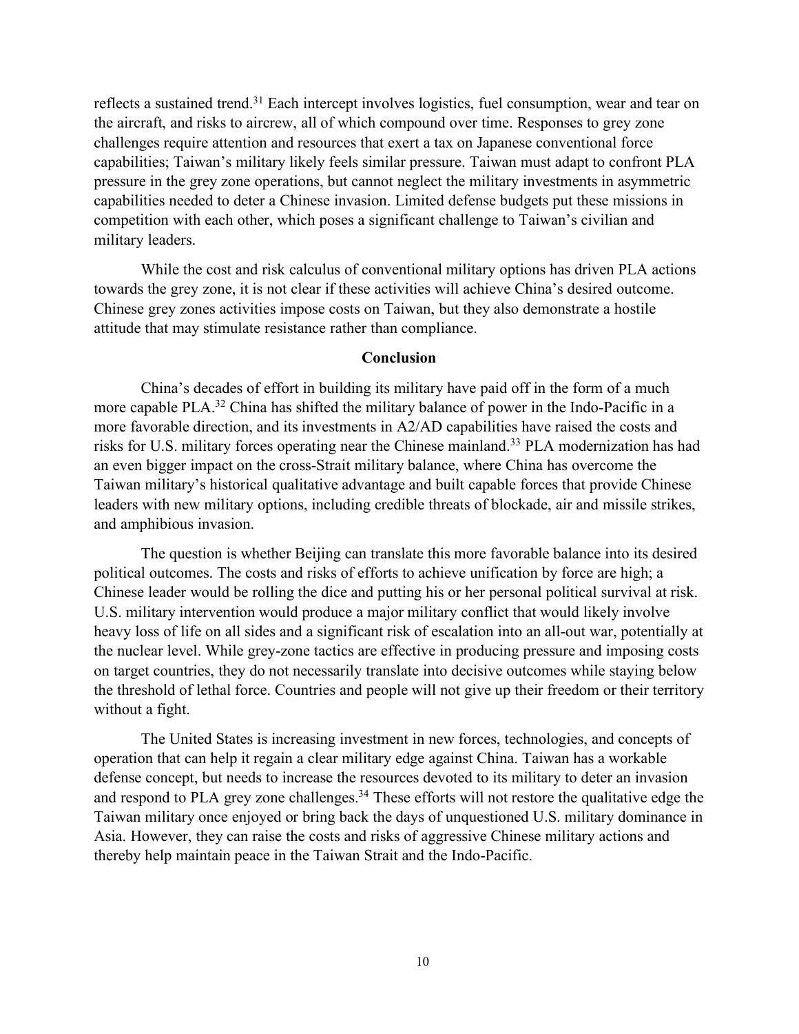reflects a sustained trend.[31] Each intercept involves logistics, fuel consumption, wear and tear on the aircraft, and risks to aircrew, all of which compound over time. Responses to grey zone challenges require attention and resources that exert a tax on Japanese conventional force capabilities; Taiwan's military likely feels similar pressure. Taiwan must adapt to confront PLA pressure in the grey zone operations, but cannot neglect the military investments in asymmetric capabilities needed to deter a Chinese invasion. Limited defense budgets put these missions in competition with each other, which poses a significant challenge to Taiwan's civilian and military leaders.

While the cost and risk calculus of conventional military options has driven PLA actions towards the grey zone, it is not clear if these activities will achieve China's desired outcome. Chinese grey zones activities impose costs on Taiwan, but they also demonstrate a hostile attitude that may stimulate resistance rather than compliance.

## Conclusion

China's decades of effort in building its military have paid off in the form of a much more capable PLA.[32] China has shifted the military balance of power in the Indo-Pacific in a more favorable direction, and its investments in A2/AD capabilities have raised the costs and risks for U.S. military forces operating near the Chinese mainland.[33] PLA modernization has had an even bigger impact on the cross-Strait military balance, where China has overcome the Taiwan military's historical qualitative advantage and built capable forces that provide Chinese leaders with new military options, including credible threats of blockade, air and missile strikes, and amphibious invasion.

The question is whether Beijing can translate this more favorable balance into its desired political outcomes. The costs and risks of efforts to achieve unification by force are high; a Chinese leader would be rolling the dice and putting his or her personal political survival at risk. U.S. military intervention would produce a major military conflict that would likely involve heavy loss of life on all sides and a significant risk of escalation into an all-out war, potentially at the nuclear level. While grey-zone tactics are effective in producing pressure and imposing costs on target countries, they do not necessarily translate into decisive outcomes while staying below the threshold of lethal force. Countries and people will not give up their freedom or their territory without a fight.

The United States is increasing investment in new forces, technologies, and concepts of operation that can help it regain a clear military edge against China. Taiwan has a workable defense concept, but needs to increase the resources devoted to its military to deter an invasion and respond to PLA grey zone challenges.[34] These efforts will not restore the qualitative edge the Taiwan military once enjoyed or bring back the days of unquestioned U.S. military dominance in Asia. However, they can raise the costs and risks of aggressive Chinese military actions and thereby help maintain peace in the Taiwan Strait and the Indo-Pacific.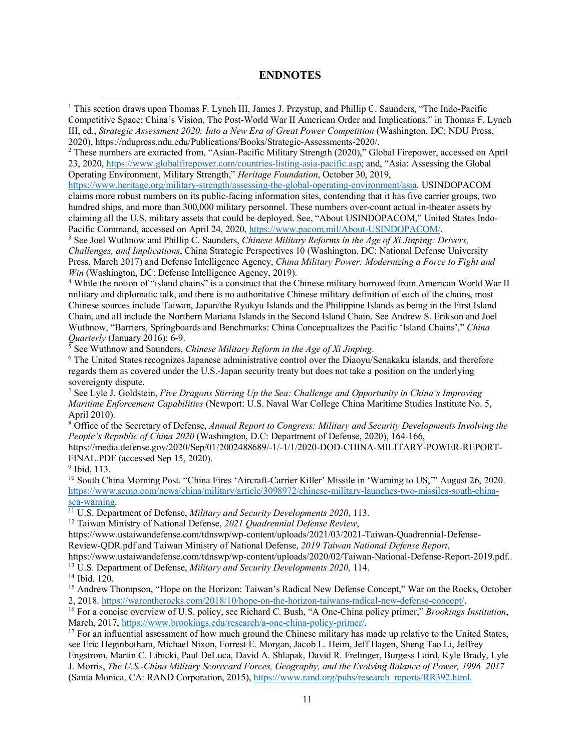## ENDNOTES

[1] This section draws upon Thomas F. Lynch III, James J. Przystup, and Phillip C. Saunders, "The Indo-Pacific Competitive Space: China's Vision, The Post-World War II American Order and Implications," in Thomas F. Lynch III, ed., *Strategic Assessment 2020: Into a New Era of Great Power Competition* (Washington, DC: NDU Press, 2020), https://ndupress.ndu.edu/Publications/Books/Strategic-Assessments-2020/.

[2] These numbers are extracted from, "Asian-Pacific Military Strength (2020)," Global Firepower, accessed on April 23, 2020, https://www.globalfirepower.com/countries-listing-asia-pacific.asp; and, "Asia: Assessing the Global Operating Environment, Military Strength," *Heritage Foundation*, October 30, 2019, https://www.heritage.org/military-strength/assessing-the-global-operating-environment/asia. USINDOPACOM claims more robust numbers on its public-facing information sites, contending that it has five carrier groups, two hundred ships, and more than 300,000 military personnel. These numbers over-count actual in-theater assets by claiming all the U.S. military assets that could be deployed. See, "About USINDOPACOM," United States Indo-Pacific Command, accessed on April 24, 2020, https://www.pacom.mil/About-USINDOPACOM/.

[3] See Joel Wuthnow and Phillip C. Saunders, *Chinese Military Reforms in the Age of Xi Jinping: Drivers, Challenges, and Implications*, China Strategic Perspectives 10 (Washington, DC: National Defense University Press, March 2017) and Defense Intelligence Agency, *China Military Power: Modernizing a Force to Fight and Win* (Washington, DC: Defense Intelligence Agency, 2019).

[4] While the notion of "island chains" is a construct that the Chinese military borrowed from American World War II military and diplomatic talk, and there is no authoritative Chinese military definition of each of the chains, most Chinese sources include Taiwan, Japan/the Ryukyu Islands and the Philippine Islands as being in the First Island Chain, and all include the Northern Mariana Islands in the Second Island Chain. See Andrew S. Erikson and Joel Wuthnow, "Barriers, Springboards and Benchmarks: China Conceptualizes the Pacific 'Island Chains'," *China Quarterly* (January 2016): 6-9.

[5] See Wuthnow and Saunders, *Chinese Military Reform in the Age of Xi Jinping*.

[6] The United States recognizes Japanese administrative control over the Diaoyu/Senakaku islands, and therefore regards them as covered under the U.S.-Japan security treaty but does not take a position on the underlying sovereignty dispute.

[7] See Lyle J. Goldstein, *Five Dragons Stirring Up the Sea: Challenge and Opportunity in China's Improving Maritime Enforcement Capabilities* (Newport: U.S. Naval War College China Maritime Studies Institute No. 5, April 2010).

[8] Office of the Secretary of Defense, *Annual Report to Congress: Military and Security Developments Involving the People's Republic of China 2020* (Washington, D.C: Department of Defense, 2020), 164-166, https://media.defense.gov/2020/Sep/01/2002488689/-1/-1/1/2020-DOD-CHINA-MILITARY-POWER-REPORT-FINAL.PDF (accessed Sep 15, 2020).

[9] Ibid, 113.

[10] South China Morning Post. "China Fires 'Aircraft-Carrier Killer' Missile in 'Warning to US,'" August 26, 2020. https://www.scmp.com/news/china/military/article/3098972/chinese-military-launches-two-missiles-south-china-sea-warning.

[11] U.S. Department of Defense, *Military and Security Developments 2020*, 113.

[12] Taiwan Ministry of National Defense, *2021 Quadrennial Defense Review*, https://www.ustaiwandefense.com/tdnswp/wp-content/uploads/2021/03/2021-Taiwan-Quadrennial-Defense-Review-QDR.pdf and Taiwan Ministry of National Defense, *2019 Taiwan National Defense Report*, https://www.ustaiwandefense.com/tdnswp/wp-content/uploads/2020/02/Taiwan-National-Defense-Report-2019.pdf..

[13] U.S. Department of Defense, *Military and Security Developments 2020*, 114.

[14] Ibid. 120.

[15] Andrew Thompson, "Hope on the Horizon: Taiwan's Radical New Defense Concept," War on the Rocks, October 2, 2018. https://warontherocks.com/2018/10/hope-on-the-horizon-taiwans-radical-new-defense-concept/.

[16] For a concise overview of U.S. policy, see Richard C. Bush, "A One-China policy primer," *Brookings Institution*, March, 2017, https://www.brookings.edu/research/a-one-china-policy-primer/.

[17] For an influential assessment of how much ground the Chinese military has made up relative to the United States, see Eric Heginbotham, Michael Nixon, Forrest E. Morgan, Jacob L. Heim, Jeff Hagen, Sheng Tao Li, Jeffrey Engstrom, Martin C. Libicki, Paul DeLuca, David A. Shlapak, David R. Frelinger, Burgess Laird, Kyle Brady, Lyle J. Morris, *The U.S.-China Military Scorecard Forces, Geography, and the Evolving Balance of Power, 1996–2017* (Santa Monica, CA: RAND Corporation, 2015), https://www.rand.org/pubs/research_reports/RR392.html.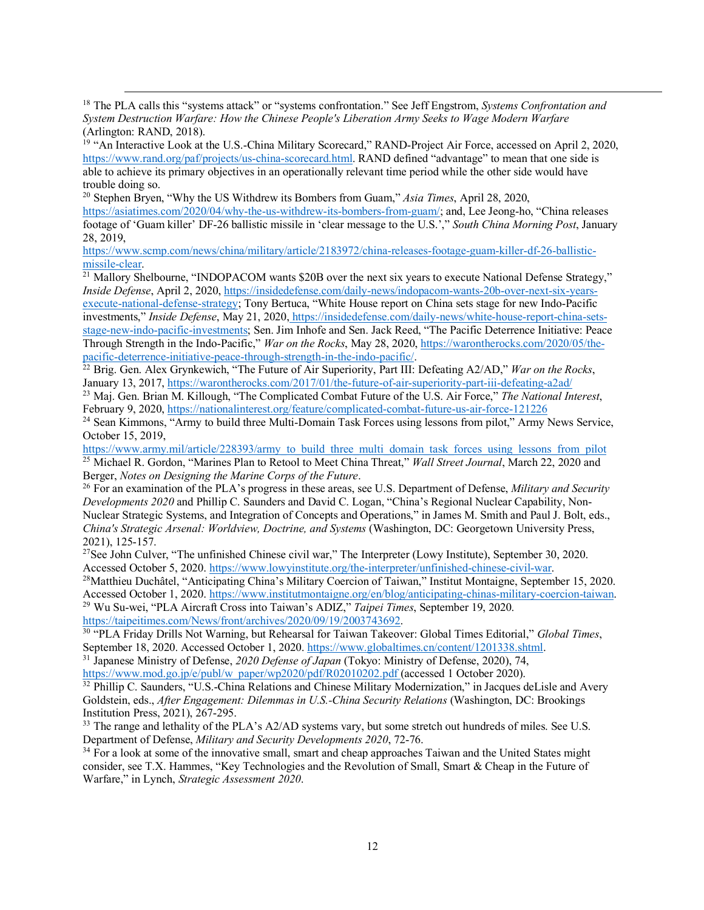[18] The PLA calls this "systems attack" or "systems confrontation." See Jeff Engstrom, *Systems Confrontation and System Destruction Warfare: How the Chinese People's Liberation Army Seeks to Wage Modern Warfare* (Arlington: RAND, 2018).

[19] "An Interactive Look at the U.S.-China Military Scorecard," RAND-Project Air Force, accessed on April 2, 2020, https://www.rand.org/paf/projects/us-china-scorecard.html. RAND defined "advantage" to mean that one side is able to achieve its primary objectives in an operationally relevant time period while the other side would have trouble doing so.

[20] Stephen Bryen, "Why the US Withdrew its Bombers from Guam," *Asia Times*, April 28, 2020, https://asiatimes.com/2020/04/why-the-us-withdrew-its-bombers-from-guam/; and, Lee Jeong-ho, "China releases footage of 'Guam killer' DF-26 ballistic missile in 'clear message to the U.S.'," *South China Morning Post*, January 28, 2019, https://www.scmp.com/news/china/military/article/2183972/china-releases-footage-guam-killer-df-26-ballistic-missile-clear.

[21] Mallory Shelbourne, "INDOPACOM wants $20B over the next six years to execute National Defense Strategy," *Inside Defense*, April 2, 2020, https://insidedefense.com/daily-news/indopacom-wants-20b-over-next-six-years-execute-national-defense-strategy; Tony Bertuca, "White House report on China sets stage for new Indo-Pacific investments," *Inside Defense*, May 21, 2020, https://insidedefense.com/daily-news/white-house-report-china-sets-stage-new-indo-pacific-investments; Sen. Jim Inhofe and Sen. Jack Reed, "The Pacific Deterrence Initiative: Peace Through Strength in the Indo-Pacific," *War on the Rocks*, May 28, 2020, https://warontherocks.com/2020/05/the-pacific-deterrence-initiative-peace-through-strength-in-the-indo-pacific/.

[22] Brig. Gen. Alex Grynkewich, "The Future of Air Superiority, Part III: Defeating A2/AD," *War on the Rocks*, January 13, 2017, https://warontherocks.com/2017/01/the-future-of-air-superiority-part-iii-defeating-a2ad/

[23] Maj. Gen. Brian M. Killough, "The Complicated Combat Future of the U.S. Air Force," *The National Interest*, February 9, 2020, https://nationalinterest.org/feature/complicated-combat-future-us-air-force-121226

[24] Sean Kimmons, "Army to build three Multi-Domain Task Forces using lessons from pilot," Army News Service, October 15, 2019, https://www.army.mil/article/228393/army_to_build_three_multi_domain_task_forces_using_lessons_from_pilot

[25] Michael R. Gordon, "Marines Plan to Retool to Meet China Threat," *Wall Street Journal*, March 22, 2020 and Berger, *Notes on Designing the Marine Corps of the Future*.

[26] For an examination of the PLA's progress in these areas, see U.S. Department of Defense, *Military and Security Developments 2020* and Phillip C. Saunders and David C. Logan, "China's Regional Nuclear Capability, Non-Nuclear Strategic Systems, and Integration of Concepts and Operations," in James M. Smith and Paul J. Bolt, eds., *China's Strategic Arsenal: Worldview, Doctrine, and Systems* (Washington, DC: Georgetown University Press, 2021), 125-157.

[27] See John Culver, "The unfinished Chinese civil war," The Interpreter (Lowy Institute), September 30, 2020. Accessed October 5, 2020. https://www.lowyinstitute.org/the-interpreter/unfinished-chinese-civil-war.

[28] Matthieu Duchâtel, "Anticipating China's Military Coercion of Taiwan," Institut Montaigne, September 15, 2020. Accessed October 1, 2020. https://www.institutmontaigne.org/en/blog/anticipating-chinas-military-coercion-taiwan.

[29] Wu Su-wei, "PLA Aircraft Cross into Taiwan's ADIZ," *Taipei Times*, September 19, 2020. https://taipeitimes.com/News/front/archives/2020/09/19/2003743692.

[30] "PLA Friday Drills Not Warning, but Rehearsal for Taiwan Takeover: Global Times Editorial," *Global Times*, September 18, 2020. Accessed October 1, 2020. https://www.globaltimes.cn/content/1201338.shtml.

[31] Japanese Ministry of Defense, *2020 Defense of Japan* (Tokyo: Ministry of Defense, 2020), 74, https://www.mod.go.jp/e/publ/w_paper/wp2020/pdf/R02010202.pdf (accessed 1 October 2020).

[32] Phillip C. Saunders, "U.S.-China Relations and Chinese Military Modernization," in Jacques deLisle and Avery Goldstein, eds., *After Engagement: Dilemmas in U.S.-China Security Relations* (Washington, DC: Brookings Institution Press, 2021), 267-295.

[33] The range and lethality of the PLA's A2/AD systems vary, but some stretch out hundreds of miles. See U.S. Department of Defense, *Military and Security Developments 2020*, 72-76.

[34] For a look at some of the innovative small, smart and cheap approaches Taiwan and the United States might consider, see T.X. Hammes, "Key Technologies and the Revolution of Small, Smart & Cheap in the Future of Warfare," in Lynch, *Strategic Assessment 2020*.